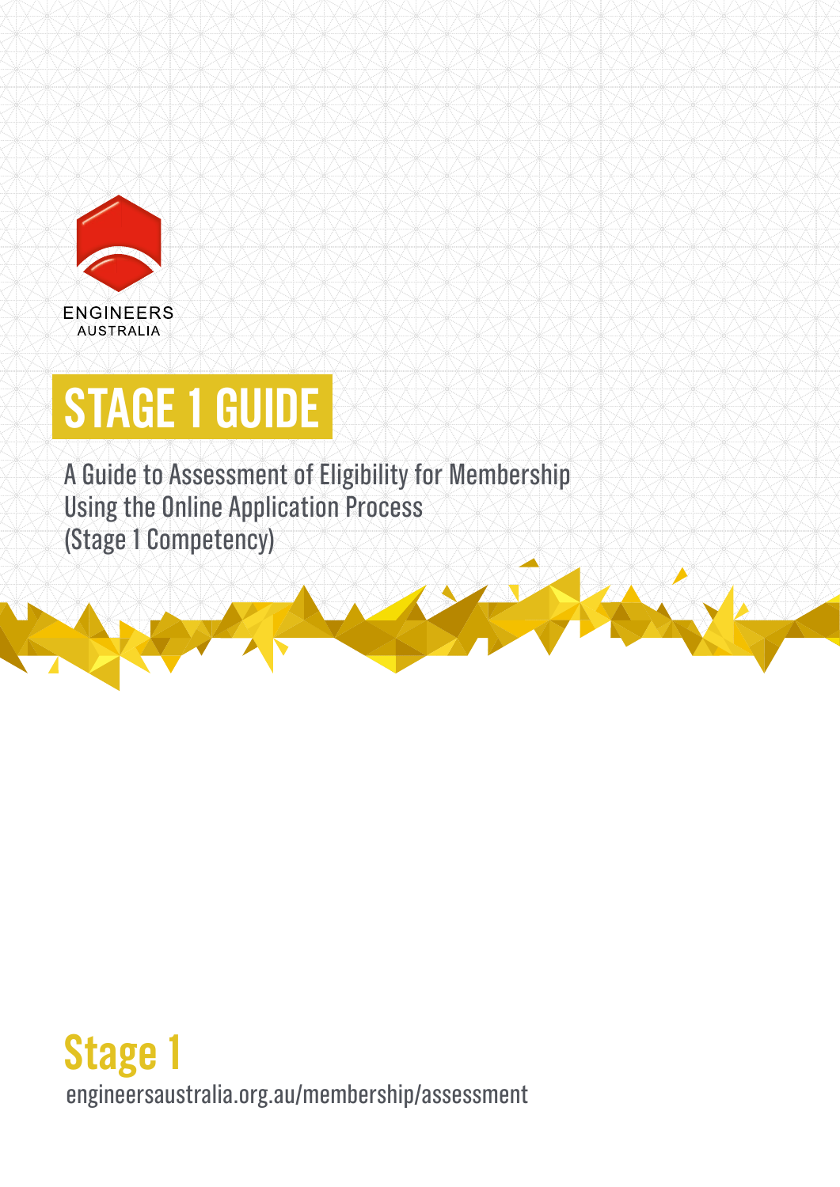ENGINEERS AUSTRALIA

# STAGE 1 GUIDE

A Guide to Assessment of Eligibility for Membership Using the Online Application Process (Stage 1 Competency)

## Stage 1

engineersaustralia.org.au/membership/assessment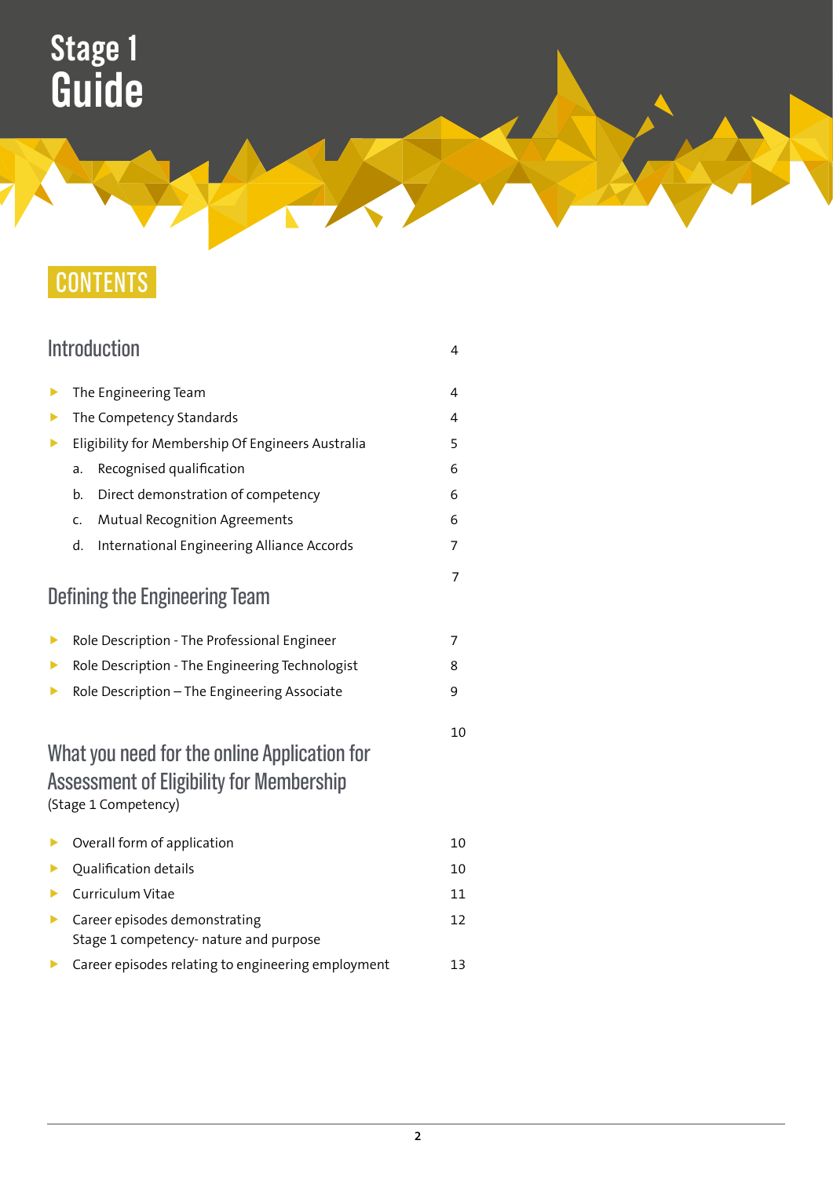# Stage 1 Guide

## CONTENTS

| | |
|---|---|
| **Introduction** | 4 |
| ▸ The Engineering Team | 4 |
| ▸ The Competency Standards | 4 |
| ▸ Eligibility for Membership Of Engineers Australia | 5 |
| a. Recognised qualification | 6 |
| b. Direct demonstration of competency | 6 |
| c. Mutual Recognition Agreements | 6 |
| d. International Engineering Alliance Accords | 7 |
| **Defining the Engineering Team** | 7 |
| ▸ Role Description - The Professional Engineer | 7 |
| ▸ Role Description - The Engineering Technologist | 8 |
| ▸ Role Description – The Engineering Associate | 9 |
| **What you need for the online Application for Assessment of Eligibility for Membership** (Stage 1 Competency) | 10 |
| ▸ Overall form of application | 10 |
| ▸ Qualification details | 10 |
| ▸ Curriculum Vitae | 11 |
| ▸ Career episodes demonstrating Stage 1 competency- nature and purpose | 12 |
| ▸ Career episodes relating to engineering employment | 13 |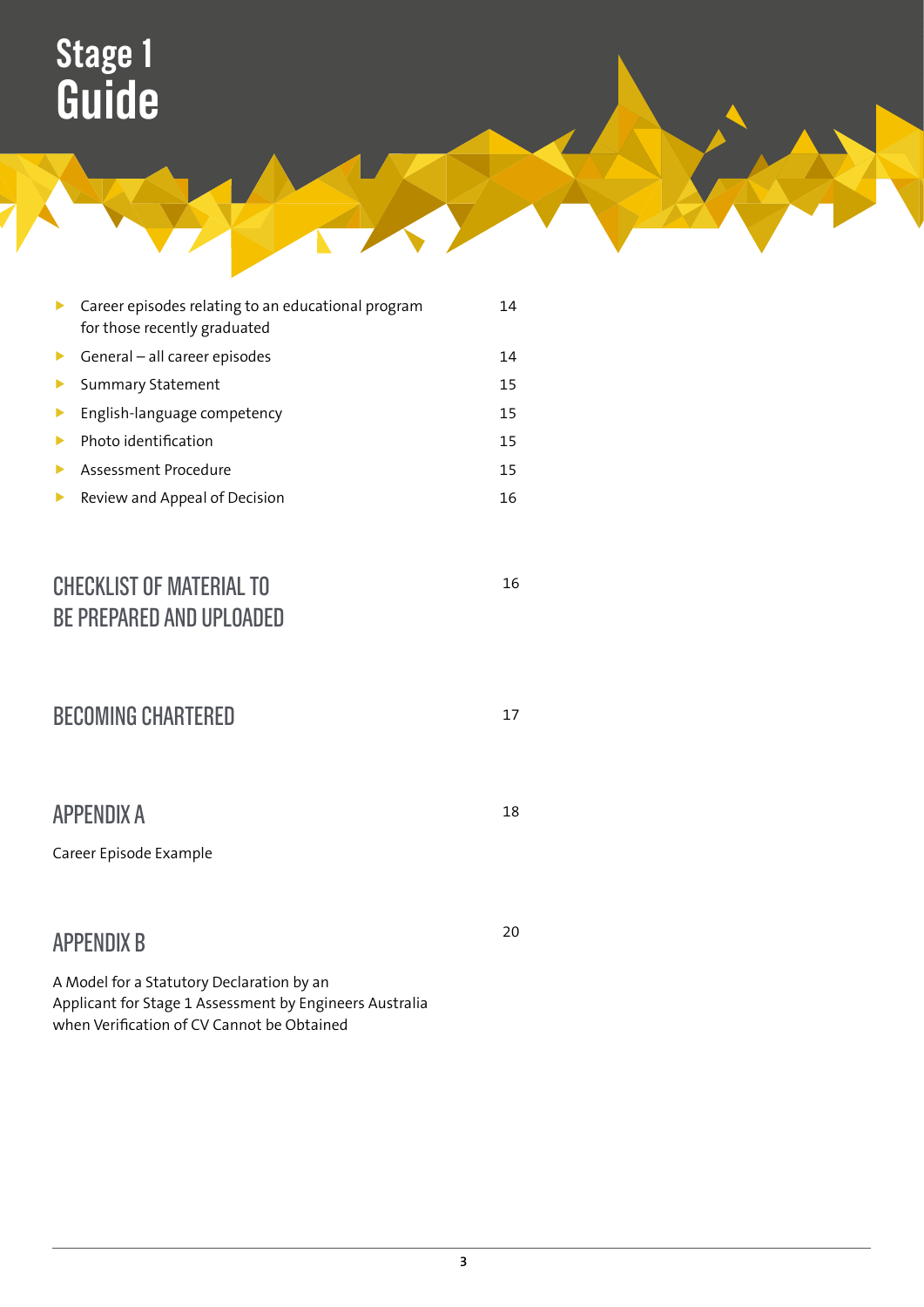# Stage 1 Guide

- Career episodes relating to an educational program for those recently graduated 14
- General – all career episodes 14
- Summary Statement 15
- English-language competency 15
- Photo identification 15
- Assessment Procedure 15
- Review and Appeal of Decision 16

## CHECKLIST OF MATERIAL TO BE PREPARED AND UPLOADED 16

## BECOMING CHARTERED 17

## APPENDIX A 18

Career Episode Example

## APPENDIX B 20

A Model for a Statutory Declaration by an Applicant for Stage 1 Assessment by Engineers Australia when Verification of CV Cannot be Obtained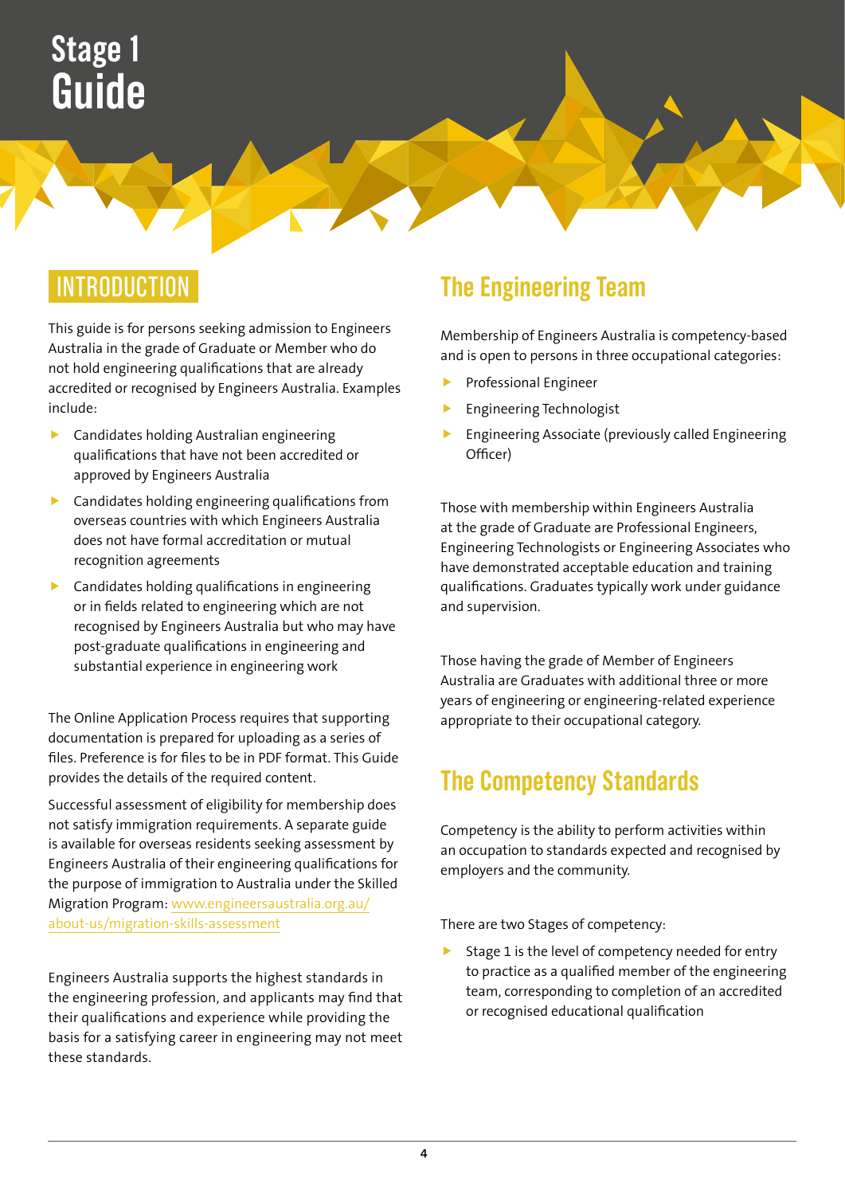# Stage 1 Guide

## INTRODUCTION

This guide is for persons seeking admission to Engineers Australia in the grade of Graduate or Member who do not hold engineering qualifications that are already accredited or recognised by Engineers Australia. Examples include:

- Candidates holding Australian engineering qualifications that have not been accredited or approved by Engineers Australia
- Candidates holding engineering qualifications from overseas countries with which Engineers Australia does not have formal accreditation or mutual recognition agreements
- Candidates holding qualifications in engineering or in fields related to engineering which are not recognised by Engineers Australia but who may have post-graduate qualifications in engineering and substantial experience in engineering work

The Online Application Process requires that supporting documentation is prepared for uploading as a series of files. Preference is for files to be in PDF format. This Guide provides the details of the required content.

Successful assessment of eligibility for membership does not satisfy immigration requirements. A separate guide is available for overseas residents seeking assessment by Engineers Australia of their engineering qualifications for the purpose of immigration to Australia under the Skilled Migration Program: www.engineersaustralia.org.au/about-us/migration-skills-assessment

Engineers Australia supports the highest standards in the engineering profession, and applicants may find that their qualifications and experience while providing the basis for a satisfying career in engineering may not meet these standards.

## The Engineering Team

Membership of Engineers Australia is competency-based and is open to persons in three occupational categories:

- Professional Engineer
- Engineering Technologist
- Engineering Associate (previously called Engineering Officer)

Those with membership within Engineers Australia at the grade of Graduate are Professional Engineers, Engineering Technologists or Engineering Associates who have demonstrated acceptable education and training qualifications. Graduates typically work under guidance and supervision.

Those having the grade of Member of Engineers Australia are Graduates with additional three or more years of engineering or engineering-related experience appropriate to their occupational category.

## The Competency Standards

Competency is the ability to perform activities within an occupation to standards expected and recognised by employers and the community.

There are two Stages of competency:

- Stage 1 is the level of competency needed for entry to practice as a qualified member of the engineering team, corresponding to completion of an accredited or recognised educational qualification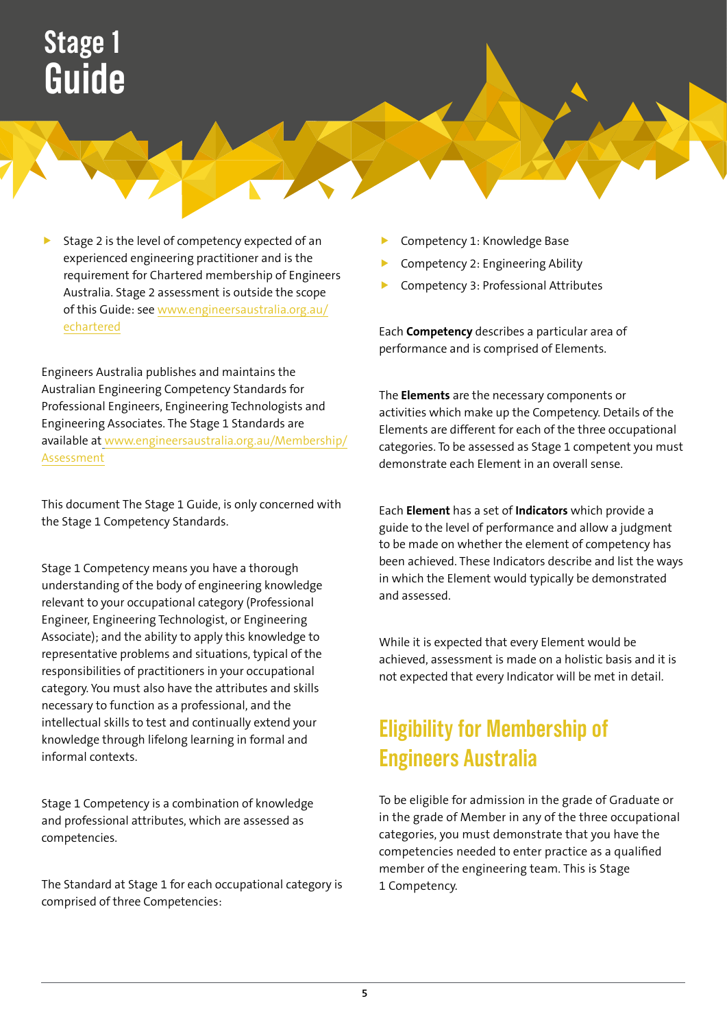# Stage 1 Guide

- Stage 2 is the level of competency expected of an experienced engineering practitioner and is the requirement for Chartered membership of Engineers Australia. Stage 2 assessment is outside the scope of this Guide: see www.engineersaustralia.org.au/echartered

Engineers Australia publishes and maintains the Australian Engineering Competency Standards for Professional Engineers, Engineering Technologists and Engineering Associates. The Stage 1 Standards are available at www.engineersaustralia.org.au/Membership/Assessment

This document The Stage 1 Guide, is only concerned with the Stage 1 Competency Standards.

Stage 1 Competency means you have a thorough understanding of the body of engineering knowledge relevant to your occupational category (Professional Engineer, Engineering Technologist, or Engineering Associate); and the ability to apply this knowledge to representative problems and situations, typical of the responsibilities of practitioners in your occupational category. You must also have the attributes and skills necessary to function as a professional, and the intellectual skills to test and continually extend your knowledge through lifelong learning in formal and informal contexts.

Stage 1 Competency is a combination of knowledge and professional attributes, which are assessed as competencies.

The Standard at Stage 1 for each occupational category is comprised of three Competencies:

- Competency 1: Knowledge Base
- Competency 2: Engineering Ability
- Competency 3: Professional Attributes

Each **Competency** describes a particular area of performance and is comprised of Elements.

The **Elements** are the necessary components or activities which make up the Competency. Details of the Elements are different for each of the three occupational categories. To be assessed as Stage 1 competent you must demonstrate each Element in an overall sense.

Each **Element** has a set of **Indicators** which provide a guide to the level of performance and allow a judgment to be made on whether the element of competency has been achieved. These Indicators describe and list the ways in which the Element would typically be demonstrated and assessed.

While it is expected that every Element would be achieved, assessment is made on a holistic basis and it is not expected that every Indicator will be met in detail.

## Eligibility for Membership of Engineers Australia

To be eligible for admission in the grade of Graduate or in the grade of Member in any of the three occupational categories, you must demonstrate that you have the competencies needed to enter practice as a qualified member of the engineering team. This is Stage 1 Competency.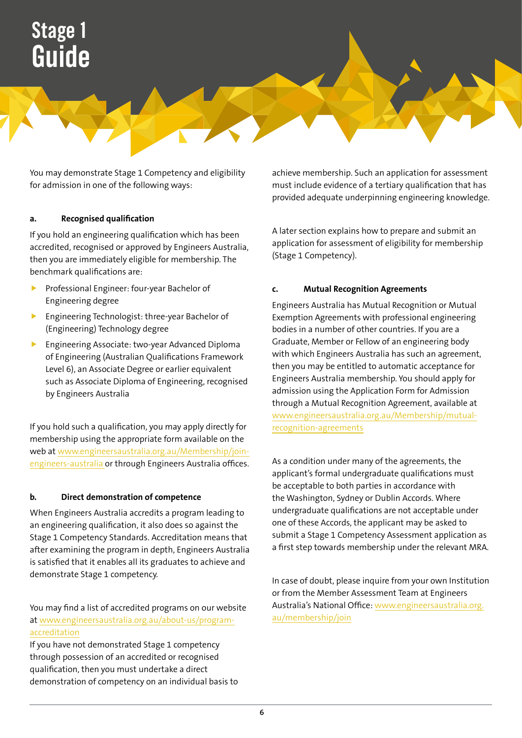# Stage 1 Guide

You may demonstrate Stage 1 Competency and eligibility for admission in one of the following ways:

#### a. Recognised qualification

If you hold an engineering qualification which has been accredited, recognised or approved by Engineers Australia, then you are immediately eligible for membership. The benchmark qualifications are:

- Professional Engineer: four-year Bachelor of Engineering degree
- Engineering Technologist: three-year Bachelor of (Engineering) Technology degree
- Engineering Associate: two-year Advanced Diploma of Engineering (Australian Qualifications Framework Level 6), an Associate Degree or earlier equivalent such as Associate Diploma of Engineering, recognised by Engineers Australia

If you hold such a qualification, you may apply directly for membership using the appropriate form available on the web at www.engineersaustralia.org.au/Membership/join-engineers-australia or through Engineers Australia offices.

#### b. Direct demonstration of competence

When Engineers Australia accredits a program leading to an engineering qualification, it also does so against the Stage 1 Competency Standards. Accreditation means that after examining the program in depth, Engineers Australia is satisfied that it enables all its graduates to achieve and demonstrate Stage 1 competency.

You may find a list of accredited programs on our website at www.engineersaustralia.org.au/about-us/program-accreditation

If you have not demonstrated Stage 1 competency through possession of an accredited or recognised qualification, then you must undertake a direct demonstration of competency on an individual basis to achieve membership. Such an application for assessment must include evidence of a tertiary qualification that has provided adequate underpinning engineering knowledge.

A later section explains how to prepare and submit an application for assessment of eligibility for membership (Stage 1 Competency).

#### c. Mutual Recognition Agreements

Engineers Australia has Mutual Recognition or Mutual Exemption Agreements with professional engineering bodies in a number of other countries. If you are a Graduate, Member or Fellow of an engineering body with which Engineers Australia has such an agreement, then you may be entitled to automatic acceptance for Engineers Australia membership. You should apply for admission using the Application Form for Admission through a Mutual Recognition Agreement, available at www.engineersaustralia.org.au/Membership/mutual-recognition-agreements

As a condition under many of the agreements, the applicant's formal undergraduate qualifications must be acceptable to both parties in accordance with the Washington, Sydney or Dublin Accords. Where undergraduate qualifications are not acceptable under one of these Accords, the applicant may be asked to submit a Stage 1 Competency Assessment application as a first step towards membership under the relevant MRA.

In case of doubt, please inquire from your own Institution or from the Member Assessment Team at Engineers Australia's National Office: www.engineersaustralia.org.au/membership/join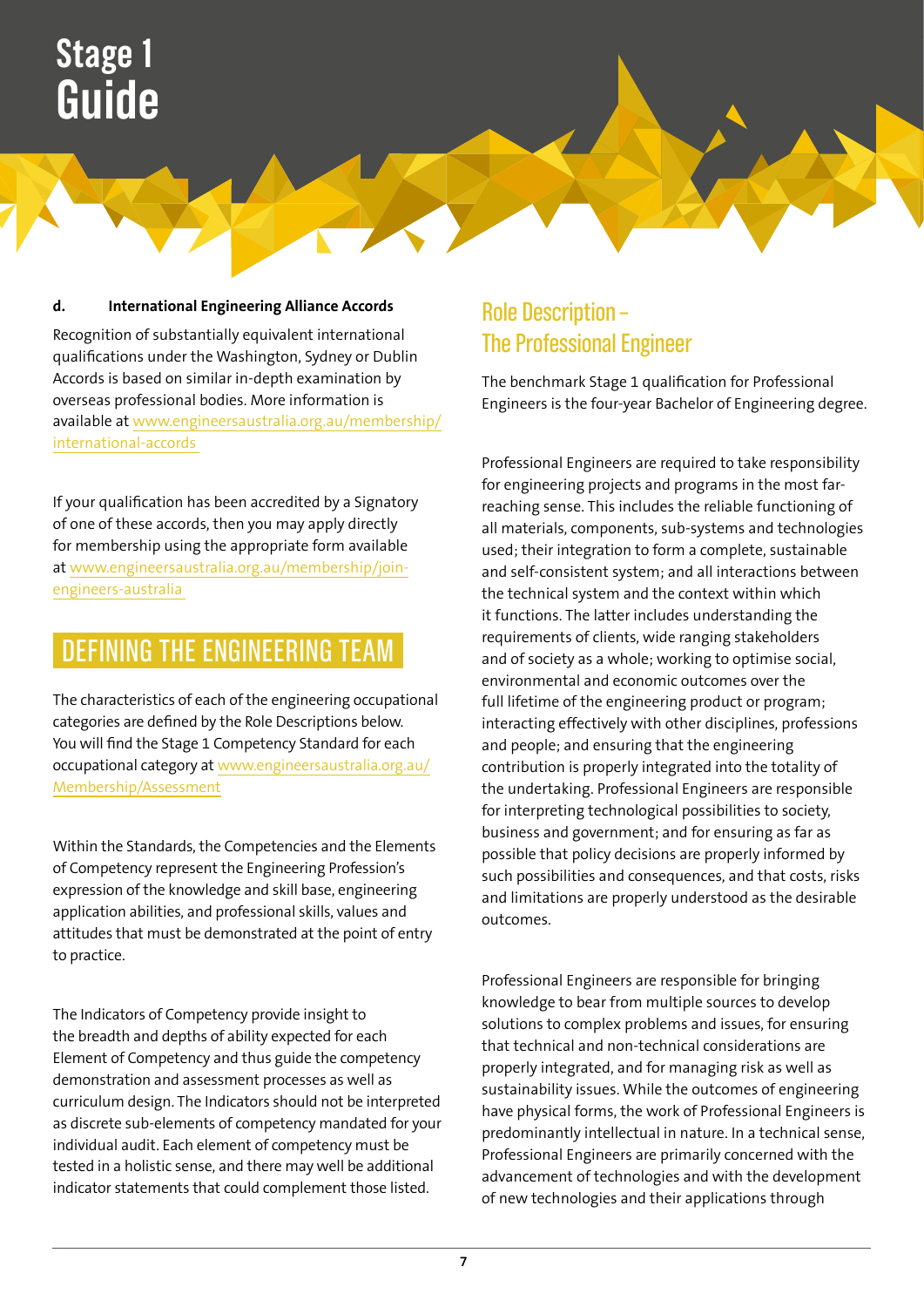#### d. International Engineering Alliance Accords

Recognition of substantially equivalent international qualifications under the Washington, Sydney or Dublin Accords is based on similar in-depth examination by overseas professional bodies. More information is available at www.engineersaustralia.org.au/membership/international-accords

If your qualification has been accredited by a Signatory of one of these accords, then you may apply directly for membership using the appropriate form available at www.engineersaustralia.org.au/membership/join-engineers-australia

## DEFINING THE ENGINEERING TEAM

The characteristics of each of the engineering occupational categories are defined by the Role Descriptions below. You will find the Stage 1 Competency Standard for each occupational category at www.engineersaustralia.org.au/Membership/Assessment

Within the Standards, the Competencies and the Elements of Competency represent the Engineering Profession's expression of the knowledge and skill base, engineering application abilities, and professional skills, values and attitudes that must be demonstrated at the point of entry to practice.

The Indicators of Competency provide insight to the breadth and depths of ability expected for each Element of Competency and thus guide the competency demonstration and assessment processes as well as curriculum design. The Indicators should not be interpreted as discrete sub-elements of competency mandated for your individual audit. Each element of competency must be tested in a holistic sense, and there may well be additional indicator statements that could complement those listed.

### Role Description – The Professional Engineer

The benchmark Stage 1 qualification for Professional Engineers is the four-year Bachelor of Engineering degree.

Professional Engineers are required to take responsibility for engineering projects and programs in the most far-reaching sense. This includes the reliable functioning of all materials, components, sub-systems and technologies used; their integration to form a complete, sustainable and self-consistent system; and all interactions between the technical system and the context within which it functions. The latter includes understanding the requirements of clients, wide ranging stakeholders and of society as a whole; working to optimise social, environmental and economic outcomes over the full lifetime of the engineering product or program; interacting effectively with other disciplines, professions and people; and ensuring that the engineering contribution is properly integrated into the totality of the undertaking. Professional Engineers are responsible for interpreting technological possibilities to society, business and government; and for ensuring as far as possible that policy decisions are properly informed by such possibilities and consequences, and that costs, risks and limitations are properly understood as the desirable outcomes.

Professional Engineers are responsible for bringing knowledge to bear from multiple sources to develop solutions to complex problems and issues, for ensuring that technical and non-technical considerations are properly integrated, and for managing risk as well as sustainability issues. While the outcomes of engineering have physical forms, the work of Professional Engineers is predominantly intellectual in nature. In a technical sense, Professional Engineers are primarily concerned with the advancement of technologies and with the development of new technologies and their applications through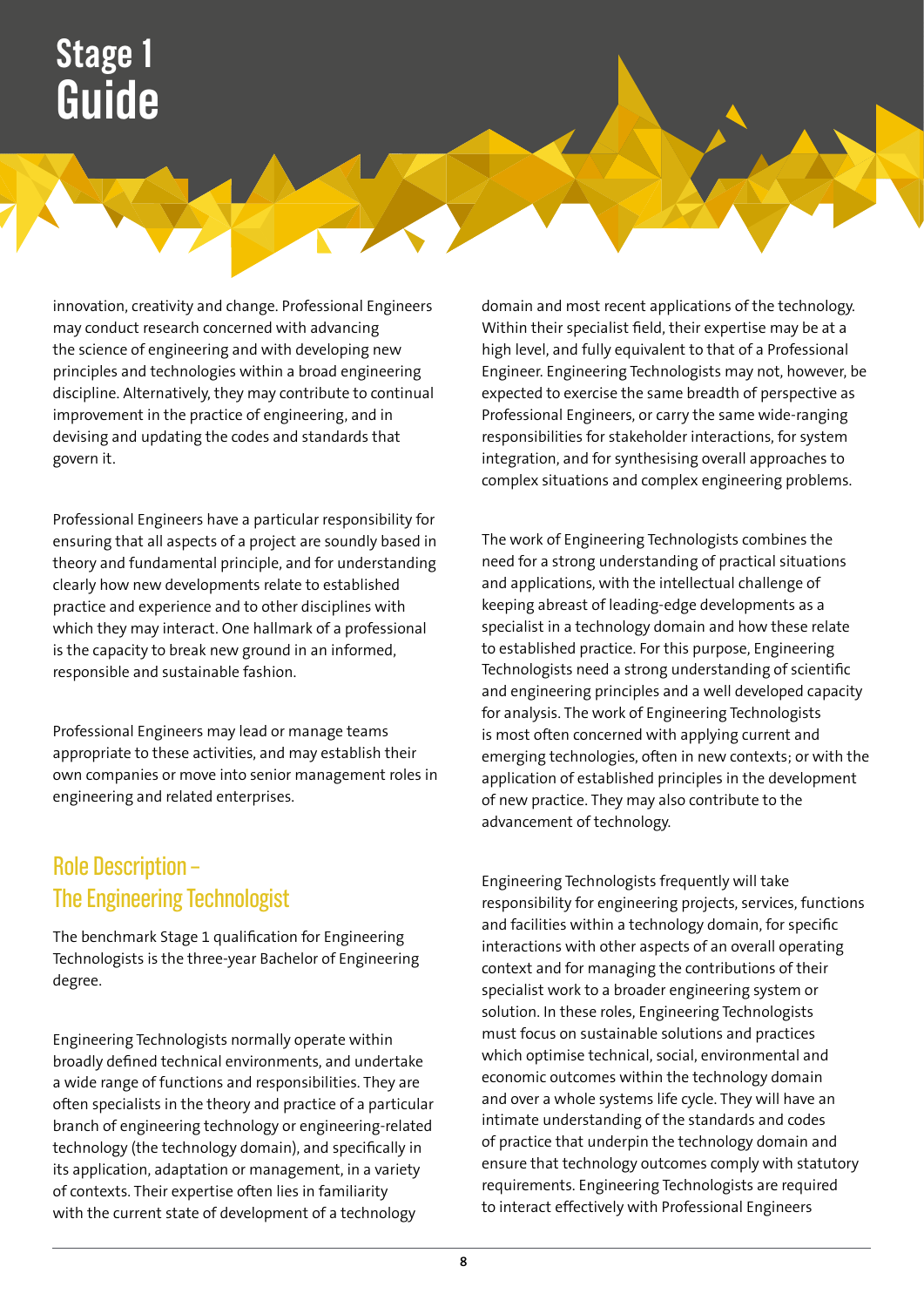innovation, creativity and change. Professional Engineers may conduct research concerned with advancing the science of engineering and with developing new principles and technologies within a broad engineering discipline. Alternatively, they may contribute to continual improvement in the practice of engineering, and in devising and updating the codes and standards that govern it.

Professional Engineers have a particular responsibility for ensuring that all aspects of a project are soundly based in theory and fundamental principle, and for understanding clearly how new developments relate to established practice and experience and to other disciplines with which they may interact. One hallmark of a professional is the capacity to break new ground in an informed, responsible and sustainable fashion.

Professional Engineers may lead or manage teams appropriate to these activities, and may establish their own companies or move into senior management roles in engineering and related enterprises.

## Role Description – The Engineering Technologist

The benchmark Stage 1 qualification for Engineering Technologists is the three-year Bachelor of Engineering degree.

Engineering Technologists normally operate within broadly defined technical environments, and undertake a wide range of functions and responsibilities. They are often specialists in the theory and practice of a particular branch of engineering technology or engineering-related technology (the technology domain), and specifically in its application, adaptation or management, in a variety of contexts. Their expertise often lies in familiarity with the current state of development of a technology domain and most recent applications of the technology. Within their specialist field, their expertise may be at a high level, and fully equivalent to that of a Professional Engineer. Engineering Technologists may not, however, be expected to exercise the same breadth of perspective as Professional Engineers, or carry the same wide-ranging responsibilities for stakeholder interactions, for system integration, and for synthesising overall approaches to complex situations and complex engineering problems.

The work of Engineering Technologists combines the need for a strong understanding of practical situations and applications, with the intellectual challenge of keeping abreast of leading-edge developments as a specialist in a technology domain and how these relate to established practice. For this purpose, Engineering Technologists need a strong understanding of scientific and engineering principles and a well developed capacity for analysis. The work of Engineering Technologists is most often concerned with applying current and emerging technologies, often in new contexts; or with the application of established principles in the development of new practice. They may also contribute to the advancement of technology.

Engineering Technologists frequently will take responsibility for engineering projects, services, functions and facilities within a technology domain, for specific interactions with other aspects of an overall operating context and for managing the contributions of their specialist work to a broader engineering system or solution. In these roles, Engineering Technologists must focus on sustainable solutions and practices which optimise technical, social, environmental and economic outcomes within the technology domain and over a whole systems life cycle. They will have an intimate understanding of the standards and codes of practice that underpin the technology domain and ensure that technology outcomes comply with statutory requirements. Engineering Technologists are required to interact effectively with Professional Engineers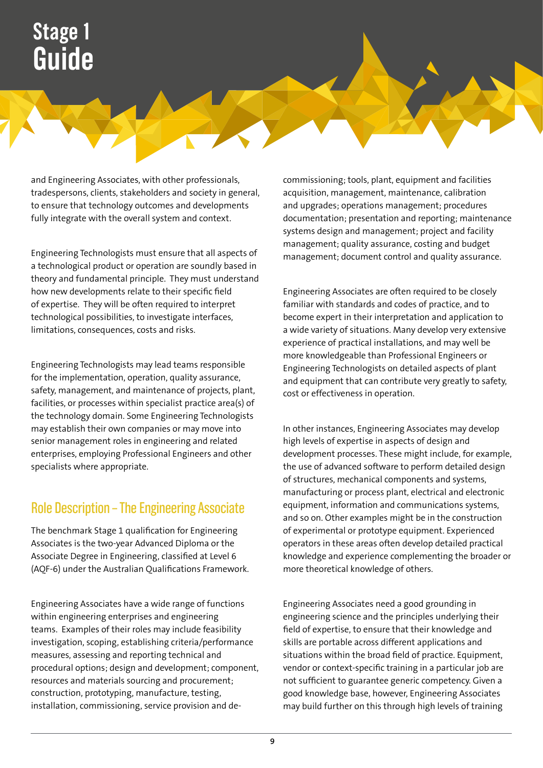and Engineering Associates, with other professionals, tradespersons, clients, stakeholders and society in general, to ensure that technology outcomes and developments fully integrate with the overall system and context.

Engineering Technologists must ensure that all aspects of a technological product or operation are soundly based in theory and fundamental principle. They must understand how new developments relate to their specific field of expertise. They will be often required to interpret technological possibilities, to investigate interfaces, limitations, consequences, costs and risks.

Engineering Technologists may lead teams responsible for the implementation, operation, quality assurance, safety, management, and maintenance of projects, plant, facilities, or processes within specialist practice area(s) of the technology domain. Some Engineering Technologists may establish their own companies or may move into senior management roles in engineering and related enterprises, employing Professional Engineers and other specialists where appropriate.

## Role Description – The Engineering Associate

The benchmark Stage 1 qualification for Engineering Associates is the two-year Advanced Diploma or the Associate Degree in Engineering, classified at Level 6 (AQF-6) under the Australian Qualifications Framework.

Engineering Associates have a wide range of functions within engineering enterprises and engineering teams. Examples of their roles may include feasibility investigation, scoping, establishing criteria/performance measures, assessing and reporting technical and procedural options; design and development; component, resources and materials sourcing and procurement; construction, prototyping, manufacture, testing, installation, commissioning, service provision and de-commissioning; tools, plant, equipment and facilities acquisition, management, maintenance, calibration and upgrades; operations management; procedures documentation; presentation and reporting; maintenance systems design and management; project and facility management; quality assurance, costing and budget management; document control and quality assurance.

Engineering Associates are often required to be closely familiar with standards and codes of practice, and to become expert in their interpretation and application to a wide variety of situations. Many develop very extensive experience of practical installations, and may well be more knowledgeable than Professional Engineers or Engineering Technologists on detailed aspects of plant and equipment that can contribute very greatly to safety, cost or effectiveness in operation.

In other instances, Engineering Associates may develop high levels of expertise in aspects of design and development processes. These might include, for example, the use of advanced software to perform detailed design of structures, mechanical components and systems, manufacturing or process plant, electrical and electronic equipment, information and communications systems, and so on. Other examples might be in the construction of experimental or prototype equipment. Experienced operators in these areas often develop detailed practical knowledge and experience complementing the broader or more theoretical knowledge of others.

Engineering Associates need a good grounding in engineering science and the principles underlying their field of expertise, to ensure that their knowledge and skills are portable across different applications and situations within the broad field of practice. Equipment, vendor or context-specific training in a particular job are not sufficient to guarantee generic competency. Given a good knowledge base, however, Engineering Associates may build further on this through high levels of training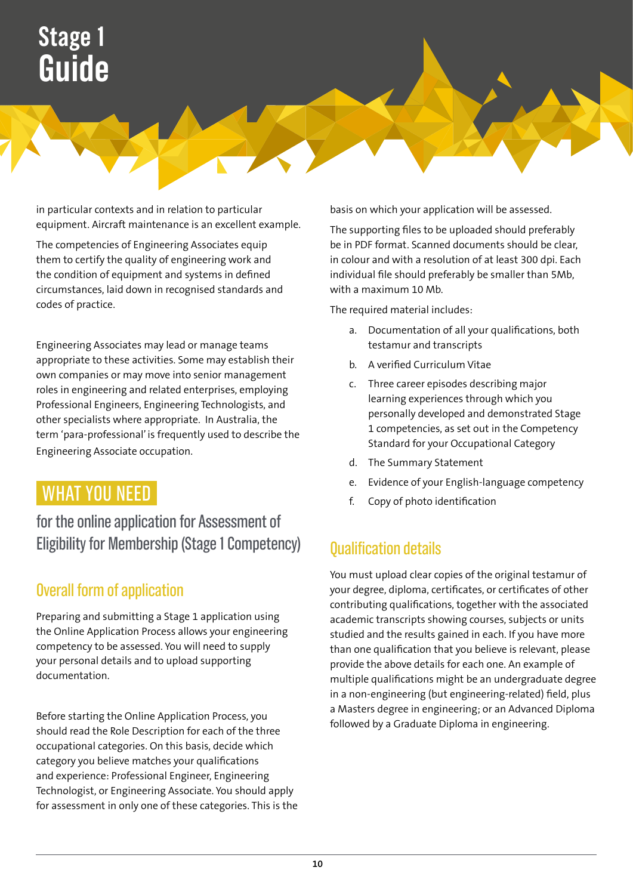in particular contexts and in relation to particular equipment. Aircraft maintenance is an excellent example.

The competencies of Engineering Associates equip them to certify the quality of engineering work and the condition of equipment and systems in defined circumstances, laid down in recognised standards and codes of practice.

Engineering Associates may lead or manage teams appropriate to these activities. Some may establish their own companies or may move into senior management roles in engineering and related enterprises, employing Professional Engineers, Engineering Technologists, and other specialists where appropriate. In Australia, the term 'para-professional' is frequently used to describe the Engineering Associate occupation.

## WHAT YOU NEED

### for the online application for Assessment of Eligibility for Membership (Stage 1 Competency)

### Overall form of application

Preparing and submitting a Stage 1 application using the Online Application Process allows your engineering competency to be assessed. You will need to supply your personal details and to upload supporting documentation.

Before starting the Online Application Process, you should read the Role Description for each of the three occupational categories. On this basis, decide which category you believe matches your qualifications and experience: Professional Engineer, Engineering Technologist, or Engineering Associate. You should apply for assessment in only one of these categories. This is the basis on which your application will be assessed.

The supporting files to be uploaded should preferably be in PDF format. Scanned documents should be clear, in colour and with a resolution of at least 300 dpi. Each individual file should preferably be smaller than 5Mb, with a maximum 10 Mb.

The required material includes:

a. Documentation of all your qualifications, both testamur and transcripts
b. A verified Curriculum Vitae
c. Three career episodes describing major learning experiences through which you personally developed and demonstrated Stage 1 competencies, as set out in the Competency Standard for your Occupational Category
d. The Summary Statement
e. Evidence of your English-language competency
f. Copy of photo identification

### Qualification details

You must upload clear copies of the original testamur of your degree, diploma, certificates, or certificates of other contributing qualifications, together with the associated academic transcripts showing courses, subjects or units studied and the results gained in each. If you have more than one qualification that you believe is relevant, please provide the above details for each one. An example of multiple qualifications might be an undergraduate degree in a non-engineering (but engineering-related) field, plus a Masters degree in engineering; or an Advanced Diploma followed by a Graduate Diploma in engineering.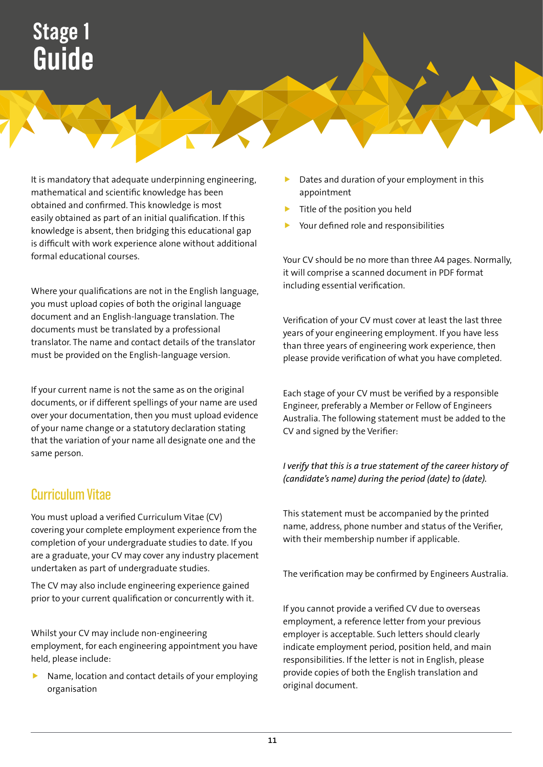# Stage 1 Guide

It is mandatory that adequate underpinning engineering, mathematical and scientific knowledge has been obtained and confirmed. This knowledge is most easily obtained as part of an initial qualification. If this knowledge is absent, then bridging this educational gap is difficult with work experience alone without additional formal educational courses.

Where your qualifications are not in the English language, you must upload copies of both the original language document and an English-language translation. The documents must be translated by a professional translator. The name and contact details of the translator must be provided on the English-language version.

If your current name is not the same as on the original documents, or if different spellings of your name are used over your documentation, then you must upload evidence of your name change or a statutory declaration stating that the variation of your name all designate one and the same person.

## Curriculum Vitae

You must upload a verified Curriculum Vitae (CV) covering your complete employment experience from the completion of your undergraduate studies to date. If you are a graduate, your CV may cover any industry placement undertaken as part of undergraduate studies.

The CV may also include engineering experience gained prior to your current qualification or concurrently with it.

Whilst your CV may include non-engineering employment, for each engineering appointment you have held, please include:

- Name, location and contact details of your employing organisation
- Dates and duration of your employment in this appointment
- Title of the position you held
- Your defined role and responsibilities

Your CV should be no more than three A4 pages. Normally, it will comprise a scanned document in PDF format including essential verification.

Verification of your CV must cover at least the last three years of your engineering employment. If you have less than three years of engineering work experience, then please provide verification of what you have completed.

Each stage of your CV must be verified by a responsible Engineer, preferably a Member or Fellow of Engineers Australia. The following statement must be added to the CV and signed by the Verifier:

*I verify that this is a true statement of the career history of (candidate's name) during the period (date) to (date).*

This statement must be accompanied by the printed name, address, phone number and status of the Verifier, with their membership number if applicable.

The verification may be confirmed by Engineers Australia.

If you cannot provide a verified CV due to overseas employment, a reference letter from your previous employer is acceptable. Such letters should clearly indicate employment period, position held, and main responsibilities. If the letter is not in English, please provide copies of both the English translation and original document.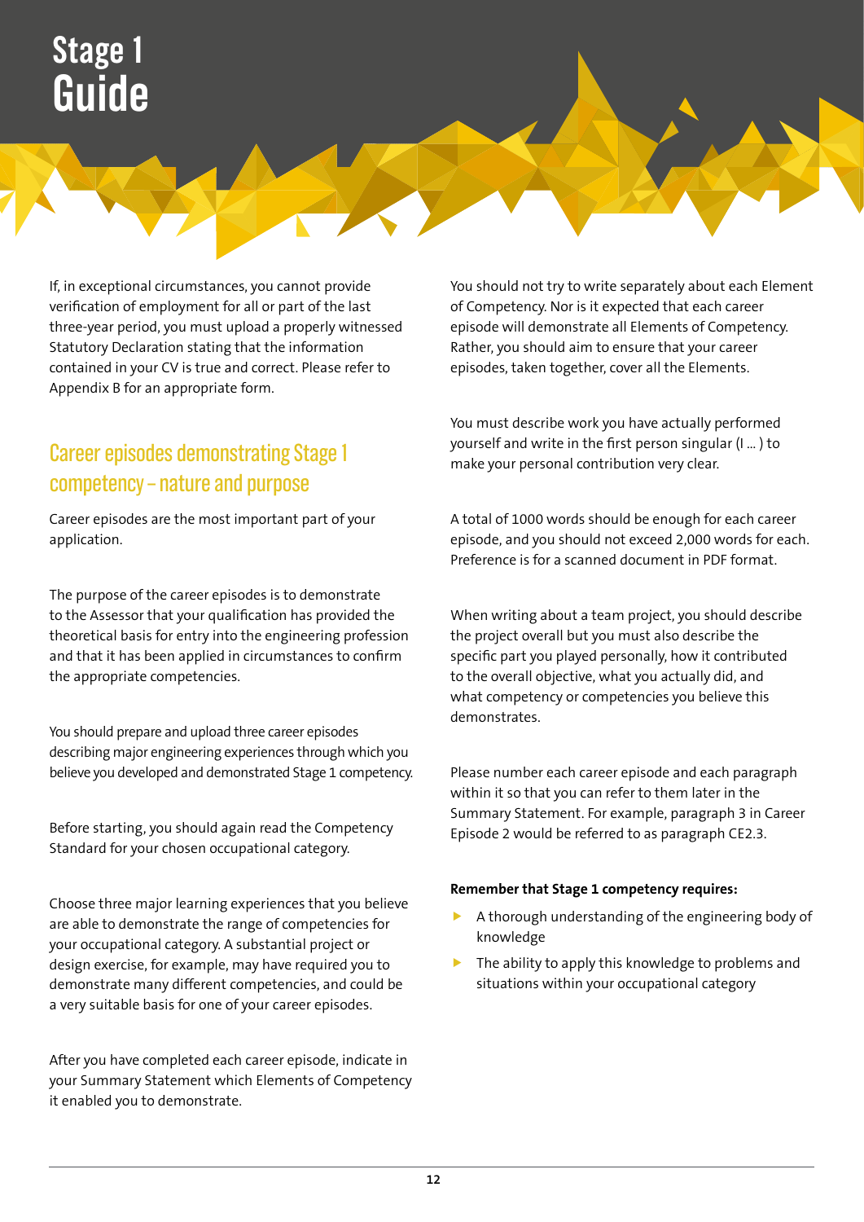# Stage 1 Guide

If, in exceptional circumstances, you cannot provide verification of employment for all or part of the last three-year period, you must upload a properly witnessed Statutory Declaration stating that the information contained in your CV is true and correct. Please refer to Appendix B for an appropriate form.

## Career episodes demonstrating Stage 1 competency – nature and purpose

Career episodes are the most important part of your application.

The purpose of the career episodes is to demonstrate to the Assessor that your qualification has provided the theoretical basis for entry into the engineering profession and that it has been applied in circumstances to confirm the appropriate competencies.

You should prepare and upload three career episodes describing major engineering experiences through which you believe you developed and demonstrated Stage 1 competency.

Before starting, you should again read the Competency Standard for your chosen occupational category.

Choose three major learning experiences that you believe are able to demonstrate the range of competencies for your occupational category. A substantial project or design exercise, for example, may have required you to demonstrate many different competencies, and could be a very suitable basis for one of your career episodes.

After you have completed each career episode, indicate in your Summary Statement which Elements of Competency it enabled you to demonstrate.

You should not try to write separately about each Element of Competency. Nor is it expected that each career episode will demonstrate all Elements of Competency. Rather, you should aim to ensure that your career episodes, taken together, cover all the Elements.

You must describe work you have actually performed yourself and write in the first person singular (I ... ) to make your personal contribution very clear.

A total of 1000 words should be enough for each career episode, and you should not exceed 2,000 words for each. Preference is for a scanned document in PDF format.

When writing about a team project, you should describe the project overall but you must also describe the specific part you played personally, how it contributed to the overall objective, what you actually did, and what competency or competencies you believe this demonstrates.

Please number each career episode and each paragraph within it so that you can refer to them later in the Summary Statement. For example, paragraph 3 in Career Episode 2 would be referred to as paragraph CE2.3.

**Remember that Stage 1 competency requires:**

- A thorough understanding of the engineering body of knowledge
- The ability to apply this knowledge to problems and situations within your occupational category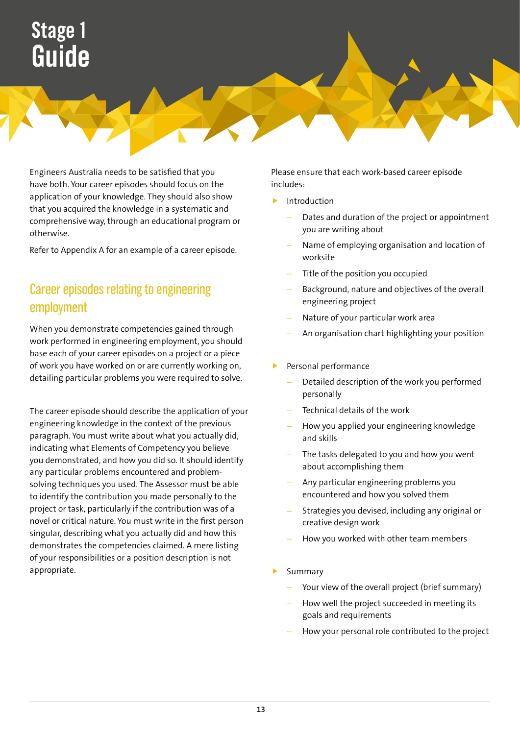# Stage 1 Guide

Engineers Australia needs to be satisfied that you have both. Your career episodes should focus on the application of your knowledge. They should also show that you acquired the knowledge in a systematic and comprehensive way, through an educational program or otherwise.

Refer to Appendix A for an example of a career episode.

## Career episodes relating to engineering employment

When you demonstrate competencies gained through work performed in engineering employment, you should base each of your career episodes on a project or a piece of work you have worked on or are currently working on, detailing particular problems you were required to solve.

The career episode should describe the application of your engineering knowledge in the context of the previous paragraph. You must write about what you actually did, indicating what Elements of Competency you believe you demonstrated, and how you did so. It should identify any particular problems encountered and problem-solving techniques you used. The Assessor must be able to identify the contribution you made personally to the project or task, particularly if the contribution was of a novel or critical nature. You must write in the first person singular, describing what you actually did and how this demonstrates the competencies claimed. A mere listing of your responsibilities or a position description is not appropriate.

Please ensure that each work-based career episode includes:

- Introduction
  - Dates and duration of the project or appointment you are writing about
  - Name of employing organisation and location of worksite
  - Title of the position you occupied
  - Background, nature and objectives of the overall engineering project
  - Nature of your particular work area
  - An organisation chart highlighting your position
- Personal performance
  - Detailed description of the work you performed personally
  - Technical details of the work
  - How you applied your engineering knowledge and skills
  - The tasks delegated to you and how you went about accomplishing them
  - Any particular engineering problems you encountered and how you solved them
  - Strategies you devised, including any original or creative design work
  - How you worked with other team members
- Summary
  - Your view of the overall project (brief summary)
  - How well the project succeeded in meeting its goals and requirements
  - How your personal role contributed to the project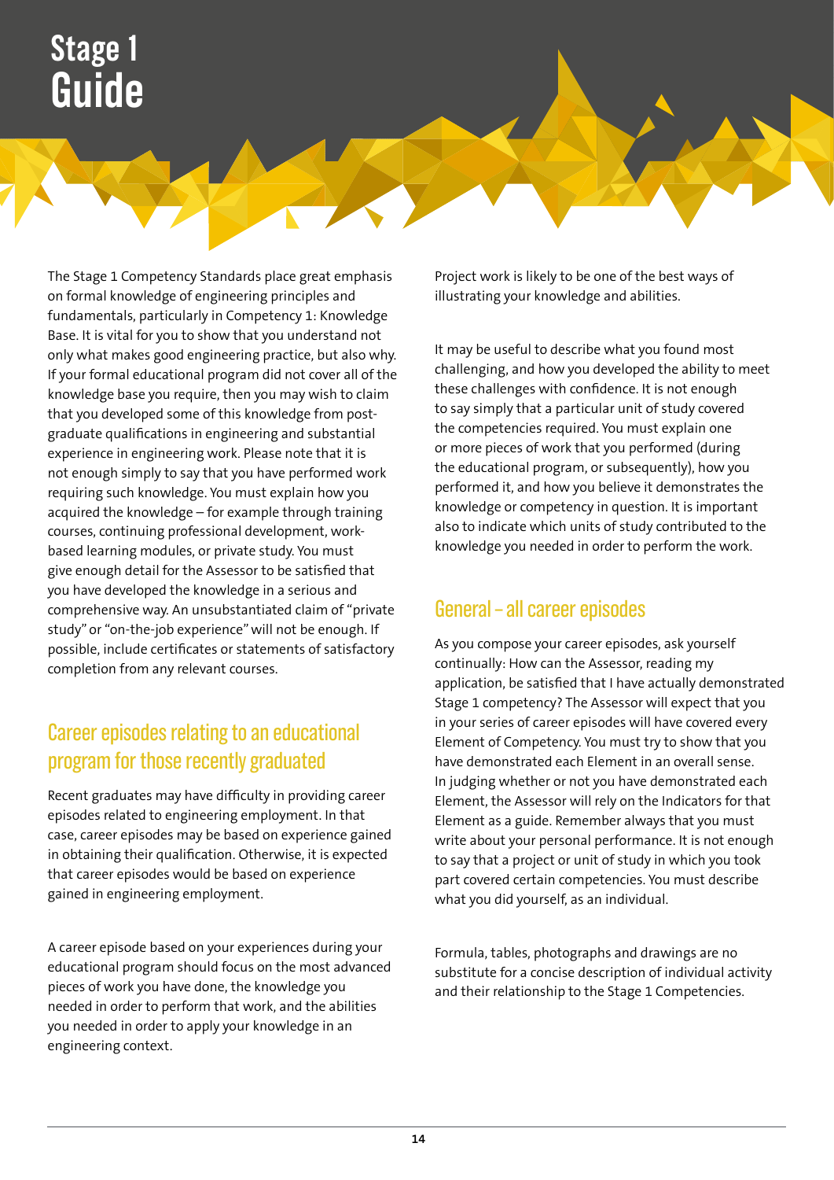# Stage 1 Guide

The Stage 1 Competency Standards place great emphasis on formal knowledge of engineering principles and fundamentals, particularly in Competency 1: Knowledge Base. It is vital for you to show that you understand not only what makes good engineering practice, but also why. If your formal educational program did not cover all of the knowledge base you require, then you may wish to claim that you developed some of this knowledge from post-graduate qualifications in engineering and substantial experience in engineering work. Please note that it is not enough simply to say that you have performed work requiring such knowledge. You must explain how you acquired the knowledge – for example through training courses, continuing professional development, work-based learning modules, or private study. You must give enough detail for the Assessor to be satisfied that you have developed the knowledge in a serious and comprehensive way. An unsubstantiated claim of "private study" or "on-the-job experience" will not be enough. If possible, include certificates or statements of satisfactory completion from any relevant courses.

## Career episodes relating to an educational program for those recently graduated

Recent graduates may have difficulty in providing career episodes related to engineering employment. In that case, career episodes may be based on experience gained in obtaining their qualification. Otherwise, it is expected that career episodes would be based on experience gained in engineering employment.

A career episode based on your experiences during your educational program should focus on the most advanced pieces of work you have done, the knowledge you needed in order to perform that work, and the abilities you needed in order to apply your knowledge in an engineering context.

Project work is likely to be one of the best ways of illustrating your knowledge and abilities.

It may be useful to describe what you found most challenging, and how you developed the ability to meet these challenges with confidence. It is not enough to say simply that a particular unit of study covered the competencies required. You must explain one or more pieces of work that you performed (during the educational program, or subsequently), how you performed it, and how you believe it demonstrates the knowledge or competency in question. It is important also to indicate which units of study contributed to the knowledge you needed in order to perform the work.

## General – all career episodes

As you compose your career episodes, ask yourself continually: How can the Assessor, reading my application, be satisfied that I have actually demonstrated Stage 1 competency? The Assessor will expect that you in your series of career episodes will have covered every Element of Competency. You must try to show that you have demonstrated each Element in an overall sense. In judging whether or not you have demonstrated each Element, the Assessor will rely on the Indicators for that Element as a guide. Remember always that you must write about your personal performance. It is not enough to say that a project or unit of study in which you took part covered certain competencies. You must describe what you did yourself, as an individual.

Formula, tables, photographs and drawings are no substitute for a concise description of individual activity and their relationship to the Stage 1 Competencies.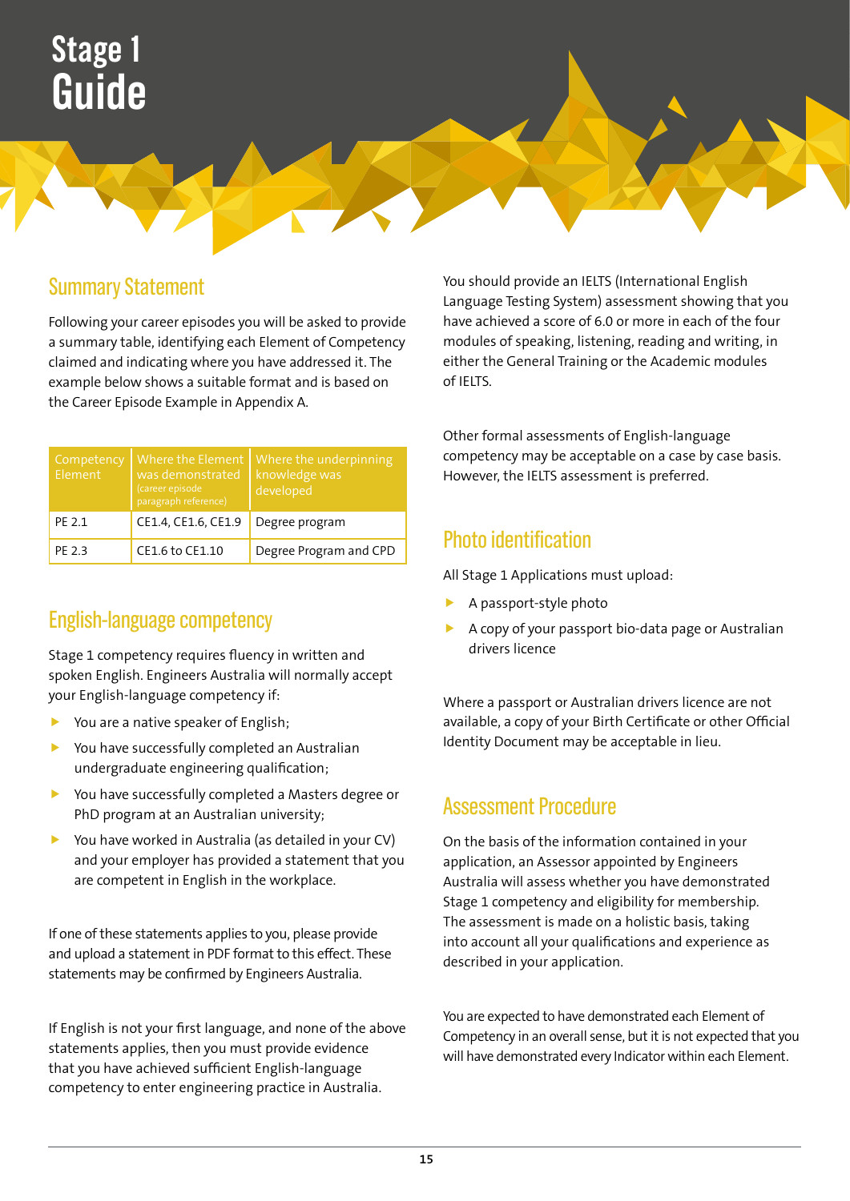# Stage 1 Guide

## Summary Statement

Following your career episodes you will be asked to provide a summary table, identifying each Element of Competency claimed and indicating where you have addressed it. The example below shows a suitable format and is based on the Career Episode Example in Appendix A.

| Competency Element | Where the Element was demonstrated (career episode paragraph reference) | Where the underpinning knowledge was developed |
|---|---|---|
| PE 2.1 | CE1.4, CE1.6, CE1.9 | Degree program |
| PE 2.3 | CE1.6 to CE1.10 | Degree Program and CPD |

## English-language competency

Stage 1 competency requires fluency in written and spoken English. Engineers Australia will normally accept your English-language competency if:

- You are a native speaker of English;
- You have successfully completed an Australian undergraduate engineering qualification;
- You have successfully completed a Masters degree or PhD program at an Australian university;
- You have worked in Australia (as detailed in your CV) and your employer has provided a statement that you are competent in English in the workplace.

If one of these statements applies to you, please provide and upload a statement in PDF format to this effect. These statements may be confirmed by Engineers Australia.

If English is not your first language, and none of the above statements applies, then you must provide evidence that you have achieved sufficient English-language competency to enter engineering practice in Australia.

You should provide an IELTS (International English Language Testing System) assessment showing that you have achieved a score of 6.0 or more in each of the four modules of speaking, listening, reading and writing, in either the General Training or the Academic modules of IELTS.

Other formal assessments of English-language competency may be acceptable on a case by case basis. However, the IELTS assessment is preferred.

## Photo identification

All Stage 1 Applications must upload:

- A passport-style photo
- A copy of your passport bio-data page or Australian drivers licence

Where a passport or Australian drivers licence are not available, a copy of your Birth Certificate or other Official Identity Document may be acceptable in lieu.

## Assessment Procedure

On the basis of the information contained in your application, an Assessor appointed by Engineers Australia will assess whether you have demonstrated Stage 1 competency and eligibility for membership. The assessment is made on a holistic basis, taking into account all your qualifications and experience as described in your application.

You are expected to have demonstrated each Element of Competency in an overall sense, but it is not expected that you will have demonstrated every Indicator within each Element.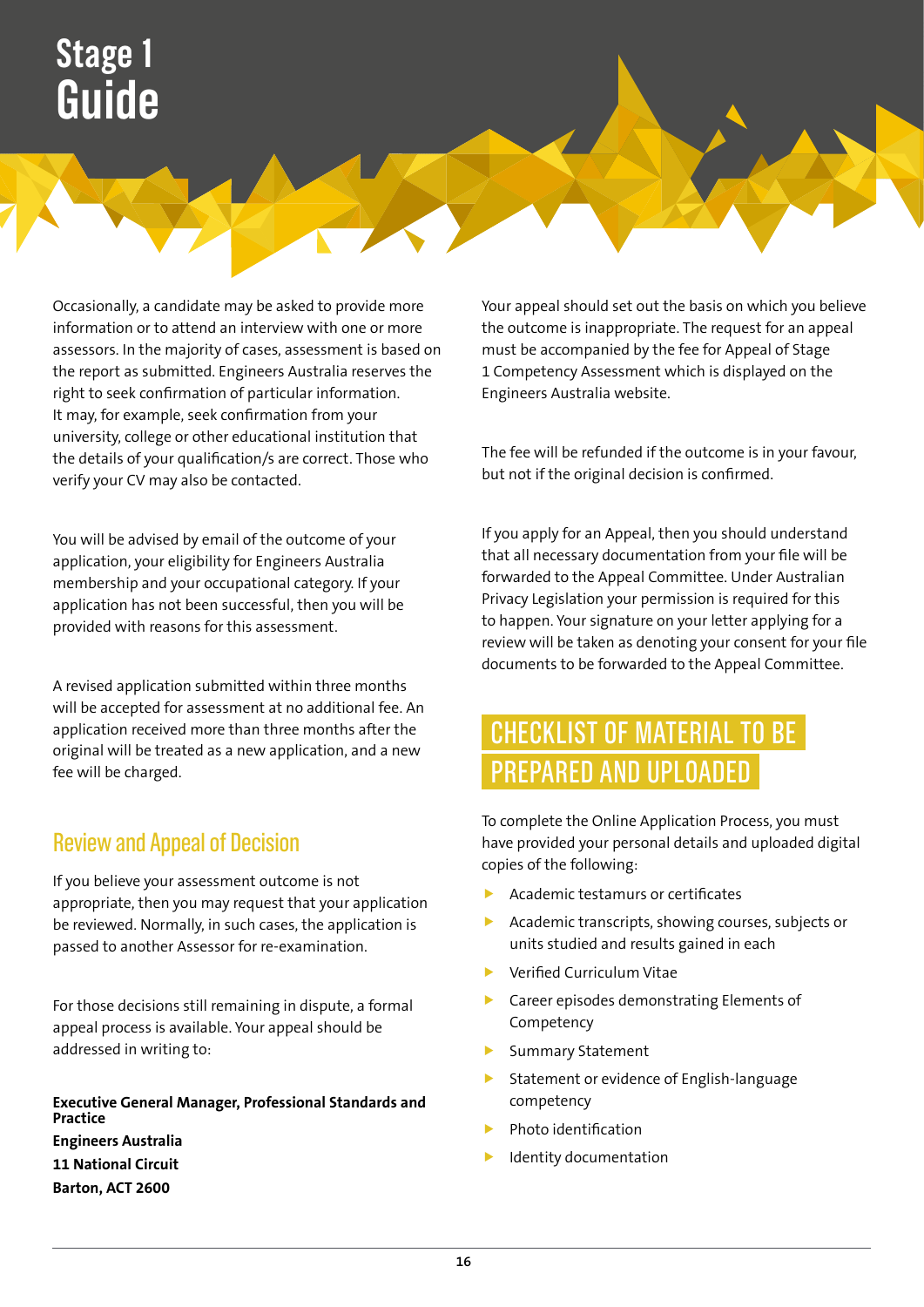Occasionally, a candidate may be asked to provide more information or to attend an interview with one or more assessors. In the majority of cases, assessment is based on the report as submitted. Engineers Australia reserves the right to seek confirmation of particular information. It may, for example, seek confirmation from your university, college or other educational institution that the details of your qualification/s are correct. Those who verify your CV may also be contacted.

You will be advised by email of the outcome of your application, your eligibility for Engineers Australia membership and your occupational category. If your application has not been successful, then you will be provided with reasons for this assessment.

A revised application submitted within three months will be accepted for assessment at no additional fee. An application received more than three months after the original will be treated as a new application, and a new fee will be charged.

## Review and Appeal of Decision

If you believe your assessment outcome is not appropriate, then you may request that your application be reviewed. Normally, in such cases, the application is passed to another Assessor for re-examination.

For those decisions still remaining in dispute, a formal appeal process is available. Your appeal should be addressed in writing to:

**Executive General Manager, Professional Standards and Practice**
**Engineers Australia**
**11 National Circuit**
**Barton, ACT 2600**

Your appeal should set out the basis on which you believe the outcome is inappropriate. The request for an appeal must be accompanied by the fee for Appeal of Stage 1 Competency Assessment which is displayed on the Engineers Australia website.

The fee will be refunded if the outcome is in your favour, but not if the original decision is confirmed.

If you apply for an Appeal, then you should understand that all necessary documentation from your file will be forwarded to the Appeal Committee. Under Australian Privacy Legislation your permission is required for this to happen. Your signature on your letter applying for a review will be taken as denoting your consent for your file documents to be forwarded to the Appeal Committee.

## CHECKLIST OF MATERIAL TO BE PREPARED AND UPLOADED

To complete the Online Application Process, you must have provided your personal details and uploaded digital copies of the following:

- Academic testamurs or certificates
- Academic transcripts, showing courses, subjects or units studied and results gained in each
- Verified Curriculum Vitae
- Career episodes demonstrating Elements of Competency
- Summary Statement
- Statement or evidence of English-language competency
- Photo identification
- Identity documentation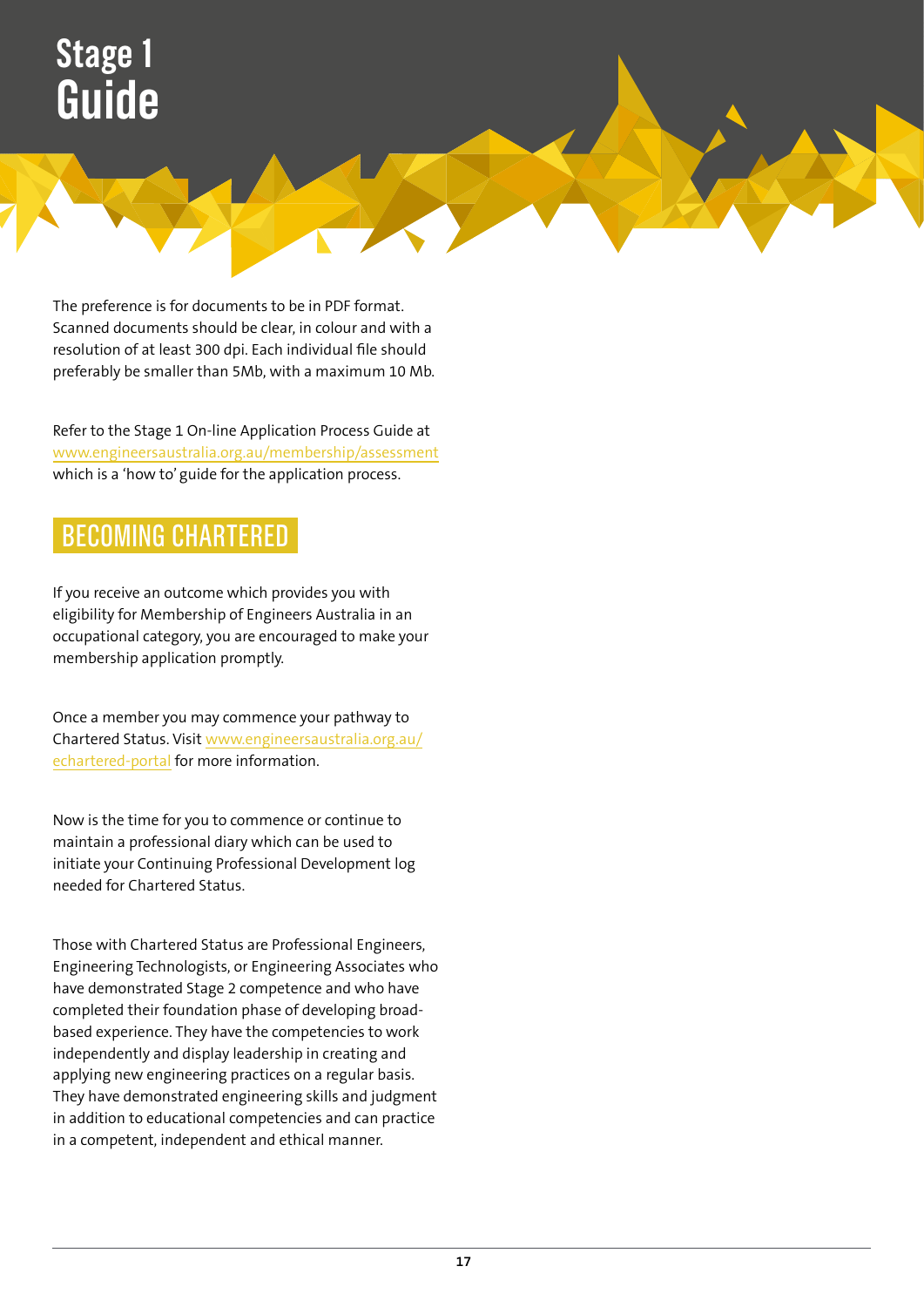The preference is for documents to be in PDF format. Scanned documents should be clear, in colour and with a resolution of at least 300 dpi. Each individual file should preferably be smaller than 5Mb, with a maximum 10 Mb.

Refer to the Stage 1 On-line Application Process Guide at www.engineersaustralia.org.au/membership/assessment which is a 'how to' guide for the application process.

## BECOMING CHARTERED

If you receive an outcome which provides you with eligibility for Membership of Engineers Australia in an occupational category, you are encouraged to make your membership application promptly.

Once a member you may commence your pathway to Chartered Status. Visit www.engineersaustralia.org.au/echartered-portal for more information.

Now is the time for you to commence or continue to maintain a professional diary which can be used to initiate your Continuing Professional Development log needed for Chartered Status.

Those with Chartered Status are Professional Engineers, Engineering Technologists, or Engineering Associates who have demonstrated Stage 2 competence and who have completed their foundation phase of developing broad-based experience. They have the competencies to work independently and display leadership in creating and applying new engineering practices on a regular basis. They have demonstrated engineering skills and judgment in addition to educational competencies and can practice in a competent, independent and ethical manner.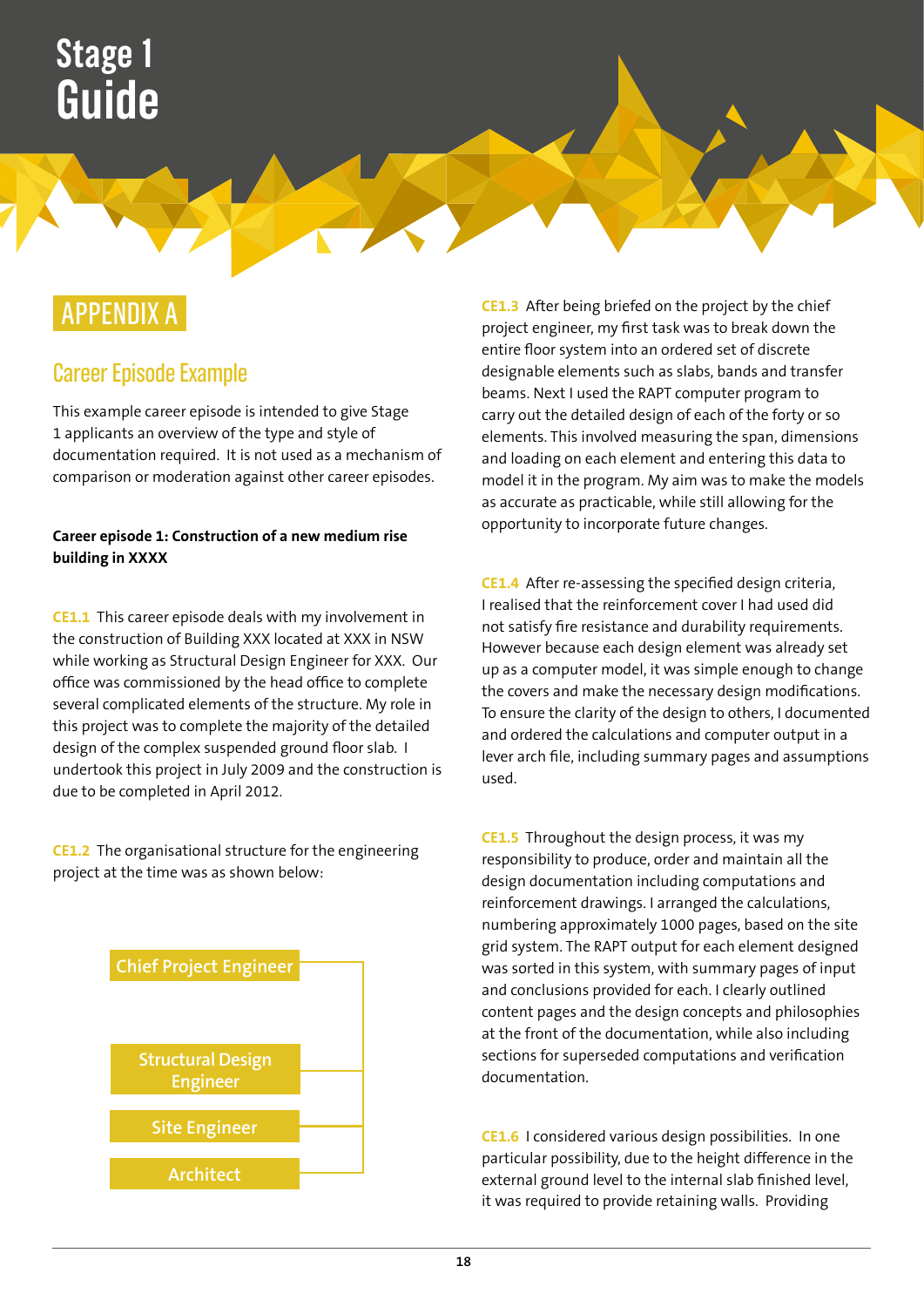# Stage 1 Guide

## APPENDIX A

### Career Episode Example

This example career episode is intended to give Stage 1 applicants an overview of the type and style of documentation required. It is not used as a mechanism of comparison or moderation against other career episodes.

**Career episode 1: Construction of a new medium rise building in XXXX**

**CE1.1** This career episode deals with my involvement in the construction of Building XXX located at XXX in NSW while working as Structural Design Engineer for XXX. Our office was commissioned by the head office to complete several complicated elements of the structure. My role in this project was to complete the majority of the detailed design of the complex suspended ground floor slab. I undertook this project in July 2009 and the construction is due to be completed in April 2012.

**CE1.2** The organisational structure for the engineering project at the time was as shown below:

- Chief Project Engineer
- Structural Design Engineer
- Site Engineer
- Architect

**CE1.3** After being briefed on the project by the chief project engineer, my first task was to break down the entire floor system into an ordered set of discrete designable elements such as slabs, bands and transfer beams. Next I used the RAPT computer program to carry out the detailed design of each of the forty or so elements. This involved measuring the span, dimensions and loading on each element and entering this data to model it in the program. My aim was to make the models as accurate as practicable, while still allowing for the opportunity to incorporate future changes.

**CE1.4** After re-assessing the specified design criteria, I realised that the reinforcement cover I had used did not satisfy fire resistance and durability requirements. However because each design element was already set up as a computer model, it was simple enough to change the covers and make the necessary design modifications. To ensure the clarity of the design to others, I documented and ordered the calculations and computer output in a lever arch file, including summary pages and assumptions used.

**CE1.5** Throughout the design process, it was my responsibility to produce, order and maintain all the design documentation including computations and reinforcement drawings. I arranged the calculations, numbering approximately 1000 pages, based on the site grid system. The RAPT output for each element designed was sorted in this system, with summary pages of input and conclusions provided for each. I clearly outlined content pages and the design concepts and philosophies at the front of the documentation, while also including sections for superseded computations and verification documentation.

**CE1.6** I considered various design possibilities. In one particular possibility, due to the height difference in the external ground level to the internal slab finished level, it was required to provide retaining walls. Providing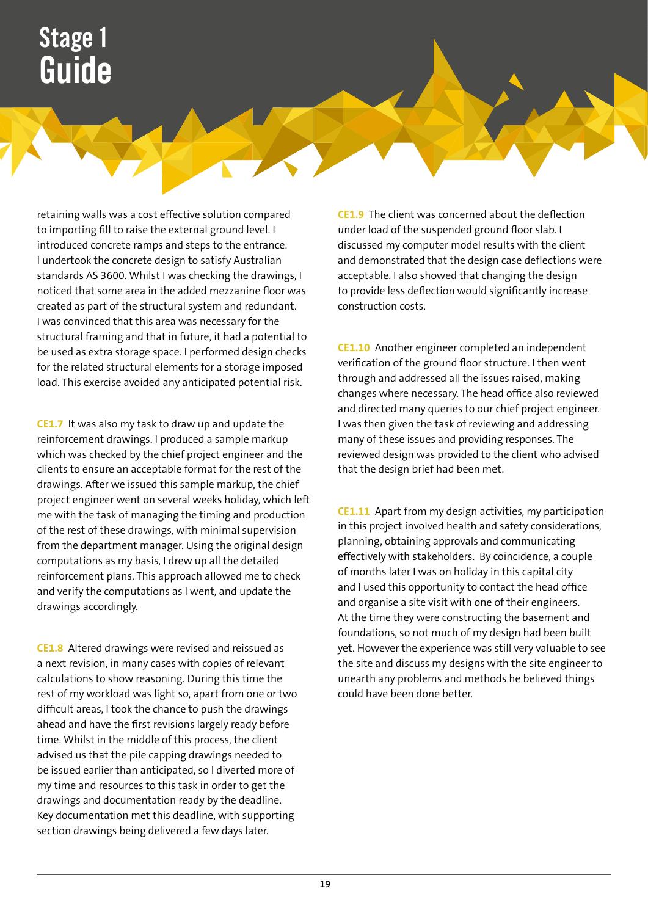retaining walls was a cost effective solution compared to importing fill to raise the external ground level. I introduced concrete ramps and steps to the entrance. I undertook the concrete design to satisfy Australian standards AS 3600. Whilst I was checking the drawings, I noticed that some area in the added mezzanine floor was created as part of the structural system and redundant. I was convinced that this area was necessary for the structural framing and that in future, it had a potential to be used as extra storage space. I performed design checks for the related structural elements for a storage imposed load. This exercise avoided any anticipated potential risk.

**CE1.7** It was also my task to draw up and update the reinforcement drawings. I produced a sample markup which was checked by the chief project engineer and the clients to ensure an acceptable format for the rest of the drawings. After we issued this sample markup, the chief project engineer went on several weeks holiday, which left me with the task of managing the timing and production of the rest of these drawings, with minimal supervision from the department manager. Using the original design computations as my basis, I drew up all the detailed reinforcement plans. This approach allowed me to check and verify the computations as I went, and update the drawings accordingly.

**CE1.8** Altered drawings were revised and reissued as a next revision, in many cases with copies of relevant calculations to show reasoning. During this time the rest of my workload was light so, apart from one or two difficult areas, I took the chance to push the drawings ahead and have the first revisions largely ready before time. Whilst in the middle of this process, the client advised us that the pile capping drawings needed to be issued earlier than anticipated, so I diverted more of my time and resources to this task in order to get the drawings and documentation ready by the deadline. Key documentation met this deadline, with supporting section drawings being delivered a few days later.

**CE1.9** The client was concerned about the deflection under load of the suspended ground floor slab. I discussed my computer model results with the client and demonstrated that the design case deflections were acceptable. I also showed that changing the design to provide less deflection would significantly increase construction costs.

**CE1.10** Another engineer completed an independent verification of the ground floor structure. I then went through and addressed all the issues raised, making changes where necessary. The head office also reviewed and directed many queries to our chief project engineer. I was then given the task of reviewing and addressing many of these issues and providing responses. The reviewed design was provided to the client who advised that the design brief had been met.

**CE1.11** Apart from my design activities, my participation in this project involved health and safety considerations, planning, obtaining approvals and communicating effectively with stakeholders. By coincidence, a couple of months later I was on holiday in this capital city and I used this opportunity to contact the head office and organise a site visit with one of their engineers. At the time they were constructing the basement and foundations, so not much of my design had been built yet. However the experience was still very valuable to see the site and discuss my designs with the site engineer to unearth any problems and methods he believed things could have been done better.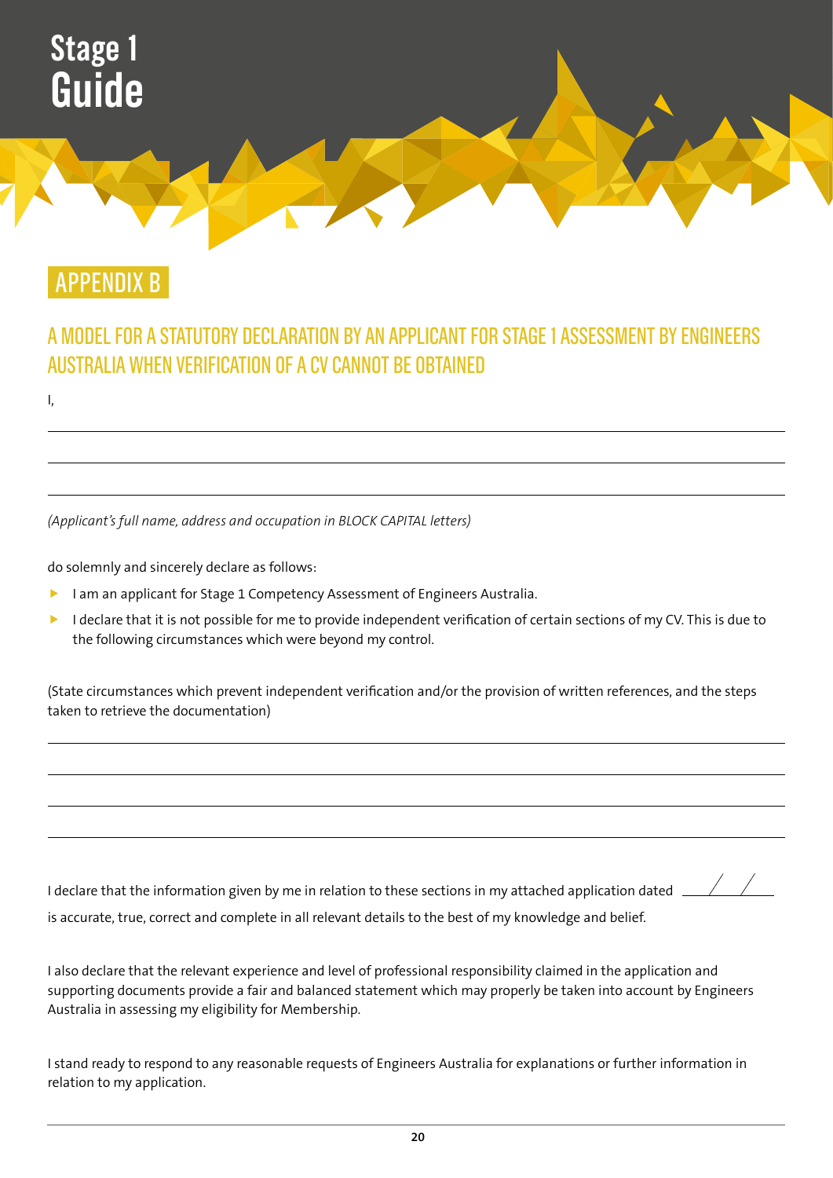# APPENDIX B

## A MODEL FOR A STATUTORY DECLARATION BY AN APPLICANT FOR STAGE 1 ASSESSMENT BY ENGINEERS AUSTRALIA WHEN VERIFICATION OF A CV CANNOT BE OBTAINED

I,

______________________________________________________________________________

______________________________________________________________________________

______________________________________________________________________________

*(Applicant's full name, address and occupation in BLOCK CAPITAL letters)*

do solemnly and sincerely declare as follows:

- I am an applicant for Stage 1 Competency Assessment of Engineers Australia.
- I declare that it is not possible for me to provide independent verification of certain sections of my CV. This is due to the following circumstances which were beyond my control.

(State circumstances which prevent independent verification and/or the provision of written references, and the steps taken to retrieve the documentation)

______________________________________________________________________________

______________________________________________________________________________

______________________________________________________________________________

______________________________________________________________________________

I declare that the information given by me in relation to these sections in my attached application dated ____/____/____ is accurate, true, correct and complete in all relevant details to the best of my knowledge and belief.

I also declare that the relevant experience and level of professional responsibility claimed in the application and supporting documents provide a fair and balanced statement which may properly be taken into account by Engineers Australia in assessing my eligibility for Membership.

I stand ready to respond to any reasonable requests of Engineers Australia for explanations or further information in relation to my application.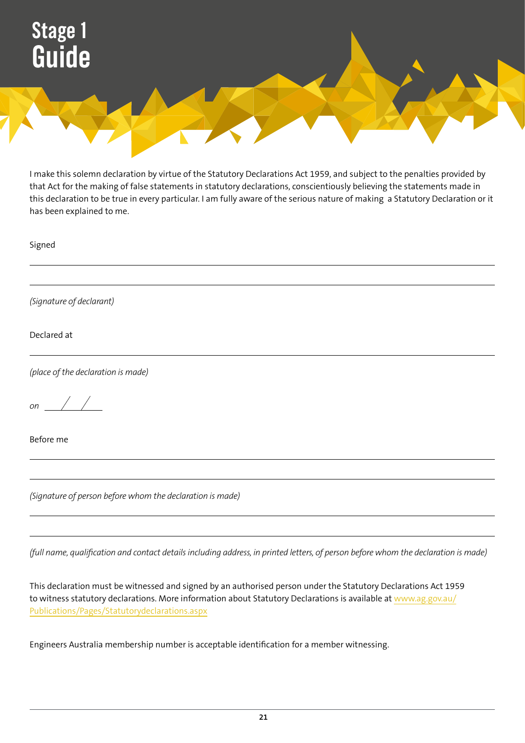# Stage 1 Guide

I make this solemn declaration by virtue of the Statutory Declarations Act 1959, and subject to the penalties provided by that Act for the making of false statements in statutory declarations, conscientiously believing the statements made in this declaration to be true in every particular. I am fully aware of the serious nature of making a Statutory Declaration or it has been explained to me.

Signed

______________________________________________

______________________________________________

*(Signature of declarant)*

Declared at

______________________________________________

*(place of the declaration is made)*

*on* ____/____/____

Before me

______________________________________________

______________________________________________

*(Signature of person before whom the declaration is made)*

______________________________________________

______________________________________________

*(full name, qualification and contact details including address, in printed letters, of person before whom the declaration is made)*

This declaration must be witnessed and signed by an authorised person under the Statutory Declarations Act 1959 to witness statutory declarations. More information about Statutory Declarations is available at [www.ag.gov.au/Publications/Pages/Statutorydeclarations.aspx](www.ag.gov.au/Publications/Pages/Statutorydeclarations.aspx)

Engineers Australia membership number is acceptable identification for a member witnessing.